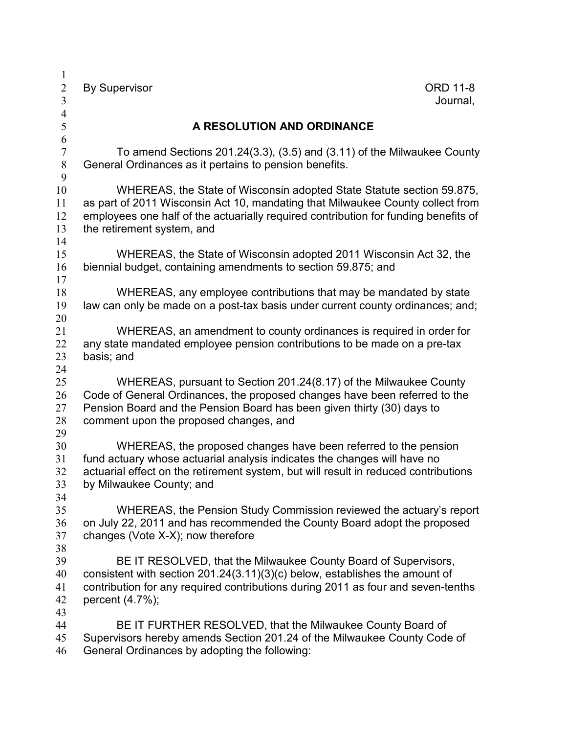By Supervisor ORD 11-8

Journal,

# A RESOLUTION AND ORDINANCE

To amend Sections 201.24(3.3), (3.5) and (3.11) of the Milwaukee County General Ordinances as it pertains to pension benefits.

WHEREAS, the State of Wisconsin adopted State Statute section 59.875, as part of 2011 Wisconsin Act 10, mandating that Milwaukee County collect from employees one half of the actuarially required contribution for funding benefits of the retirement system, and

WHEREAS, the State of Wisconsin adopted 2011 Wisconsin Act 32, the biennial budget, containing amendments to section 59.875; and

WHEREAS, any employee contributions that may be mandated by state law can only be made on a post-tax basis under current county ordinances; and;

WHEREAS, an amendment to county ordinances is required in order for any state mandated employee pension contributions to be made on a pre-tax basis; and

WHEREAS, pursuant to Section 201.24(8.17) of the Milwaukee County Code of General Ordinances, the proposed changes have been referred to the Pension Board and the Pension Board has been given thirty (30) days to comment upon the proposed changes, and

WHEREAS, the proposed changes have been referred to the pension fund actuary whose actuarial analysis indicates the changes will have no actuarial effect on the retirement system, but will result in reduced contributions by Milwaukee County; and

WHEREAS, the Pension Study Commission reviewed the actuary's report on July 22, 2011 and has recommended the County Board adopt the proposed changes (Vote X-X); now therefore

BE IT RESOLVED, that the Milwaukee County Board of Supervisors, consistent with section 201.24(3.11)(3)(c) below, establishes the amount of contribution for any required contributions during 2011 as four and seven-tenths percent (4.7%);

BE IT FURTHER RESOLVED, that the Milwaukee County Board of Supervisors hereby amends Section 201.24 of the Milwaukee County Code of General Ordinances by adopting the following: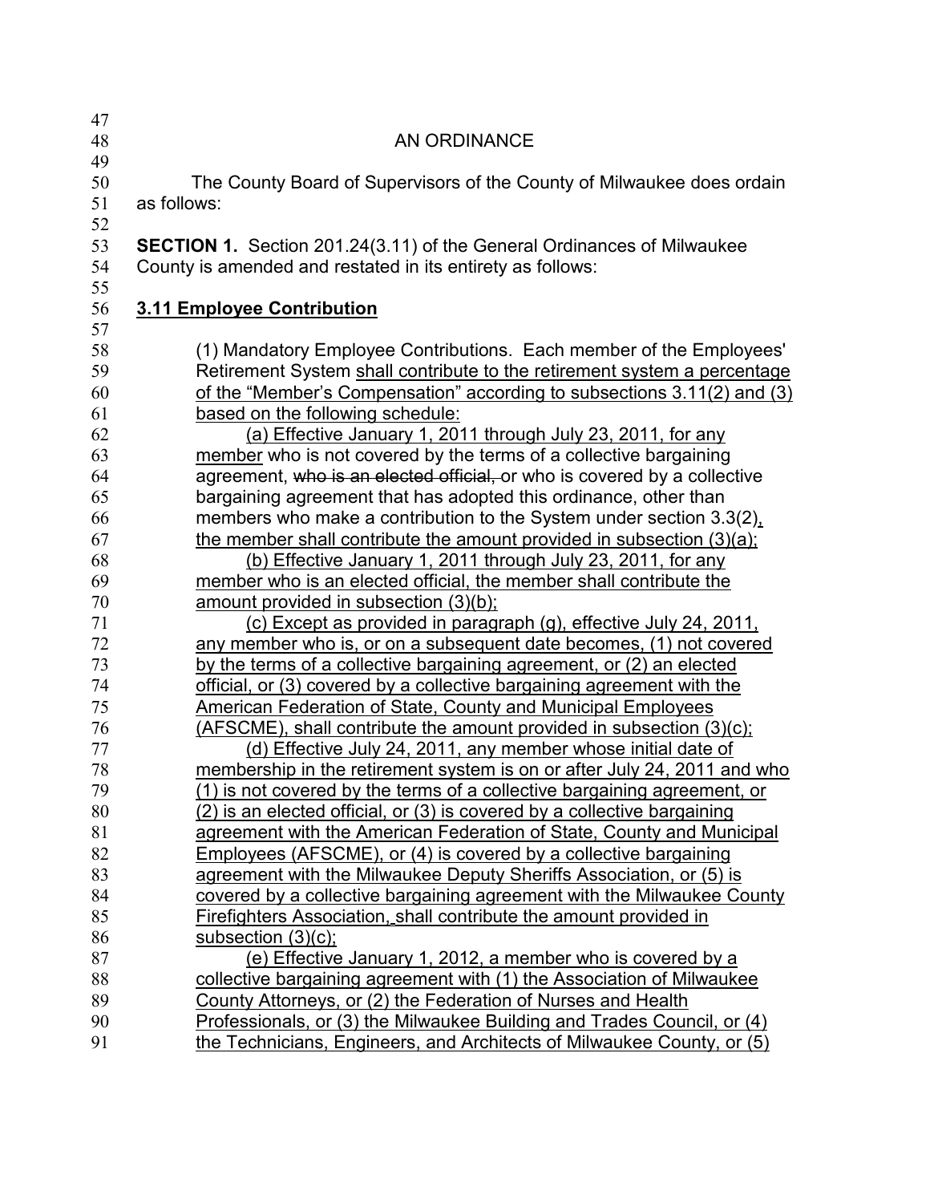AN ORDINANCE

The County Board of Supervisors of the County of Milwaukee does ordain as follows:

**SECTION 1.** Section 201.24(3.11) of the General Ordinances of Milwaukee County is amended and restated in its entirety as follows:

**3.11 Employee Contribution**

(1) Mandatory Employee Contributions. Each member of the Employees' Retirement System shall contribute to the retirement system a percentage of the "Member's Compensation" according to subsections 3.11(2) and (3) based on the following schedule:

(a) Effective January 1, 2011 through July 23, 2011, for any member who is not covered by the terms of a collective bargaining agreement, ~~who is an elected official,~~ or who is covered by a collective bargaining agreement that has adopted this ordinance, other than members who make a contribution to the System under section 3.3(2), the member shall contribute the amount provided in subsection (3)(a);

(b) Effective January 1, 2011 through July 23, 2011, for any member who is an elected official, the member shall contribute the amount provided in subsection (3)(b);

(c) Except as provided in paragraph (g), effective July 24, 2011, any member who is, or on a subsequent date becomes, (1) not covered by the terms of a collective bargaining agreement, or (2) an elected official, or (3) covered by a collective bargaining agreement with the American Federation of State, County and Municipal Employees (AFSCME), shall contribute the amount provided in subsection (3)(c);

(d) Effective July 24, 2011, any member whose initial date of membership in the retirement system is on or after July 24, 2011 and who (1) is not covered by the terms of a collective bargaining agreement, or (2) is an elected official, or (3) is covered by a collective bargaining agreement with the American Federation of State, County and Municipal Employees (AFSCME), or (4) is covered by a collective bargaining agreement with the Milwaukee Deputy Sheriffs Association, or (5) is covered by a collective bargaining agreement with the Milwaukee County Firefighters Association, shall contribute the amount provided in subsection (3)(c);

(e) Effective January 1, 2012, a member who is covered by a collective bargaining agreement with (1) the Association of Milwaukee County Attorneys, or (2) the Federation of Nurses and Health Professionals, or (3) the Milwaukee Building and Trades Council, or (4) the Technicians, Engineers, and Architects of Milwaukee County, or (5)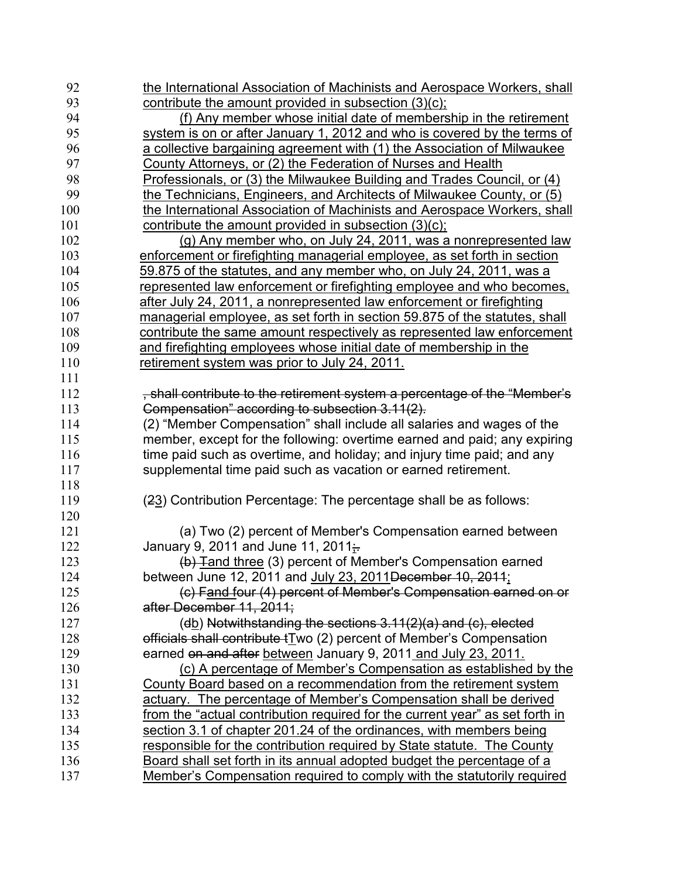the International Association of Machinists and Aerospace Workers, shall contribute the amount provided in subsection (3)(c);

(f) Any member whose initial date of membership in the retirement system is on or after January 1, 2012 and who is covered by the terms of a collective bargaining agreement with (1) the Association of Milwaukee County Attorneys, or (2) the Federation of Nurses and Health Professionals, or (3) the Milwaukee Building and Trades Council, or (4) the Technicians, Engineers, and Architects of Milwaukee County, or (5) the International Association of Machinists and Aerospace Workers, shall contribute the amount provided in subsection (3)(c);

(g) Any member who, on July 24, 2011, was a nonrepresented law enforcement or firefighting managerial employee, as set forth in section 59.875 of the statutes, and any member who, on July 24, 2011, was a represented law enforcement or firefighting employee and who becomes, after July 24, 2011, a nonrepresented law enforcement or firefighting managerial employee, as set forth in section 59.875 of the statutes, shall contribute the same amount respectively as represented law enforcement and firefighting employees whose initial date of membership in the retirement system was prior to July 24, 2011.

~~, shall contribute to the retirement system a percentage of the "Member's Compensation" according to subsection 3.11(2).~~

(2) "Member Compensation" shall include all salaries and wages of the member, except for the following: overtime earned and paid; any expiring time paid such as overtime, and holiday; and injury time paid; and any supplemental time paid such as vacation or earned retirement.

(~~2~~3) Contribution Percentage: The percentage shall be as follows:

(a) Two (2) percent of Member's Compensation earned between January 9, 2011 and June 11, 2011;~~.~~

~~(b) T~~and three (3) percent of Member's Compensation earned between June 12, 2011 and July 23, 2011~~December 10, 2011~~;

~~(c) F~~and four (4) percent of Member's Compensation earned on or after December 11, 2011;~~

(~~d~~b) ~~Notwithstanding the sections 3.11(2)(a) and (c), elected officials shall contribute t~~Two (2) percent of Member's Compensation earned ~~on and after~~ between January 9, 2011 and July 23, 2011.

(c) A percentage of Member's Compensation as established by the County Board based on a recommendation from the retirement system actuary. The percentage of Member's Compensation shall be derived from the "actual contribution required for the current year" as set forth in section 3.1 of chapter 201.24 of the ordinances, with members being responsible for the contribution required by State statute. The County Board shall set forth in its annual adopted budget the percentage of a Member's Compensation required to comply with the statutorily required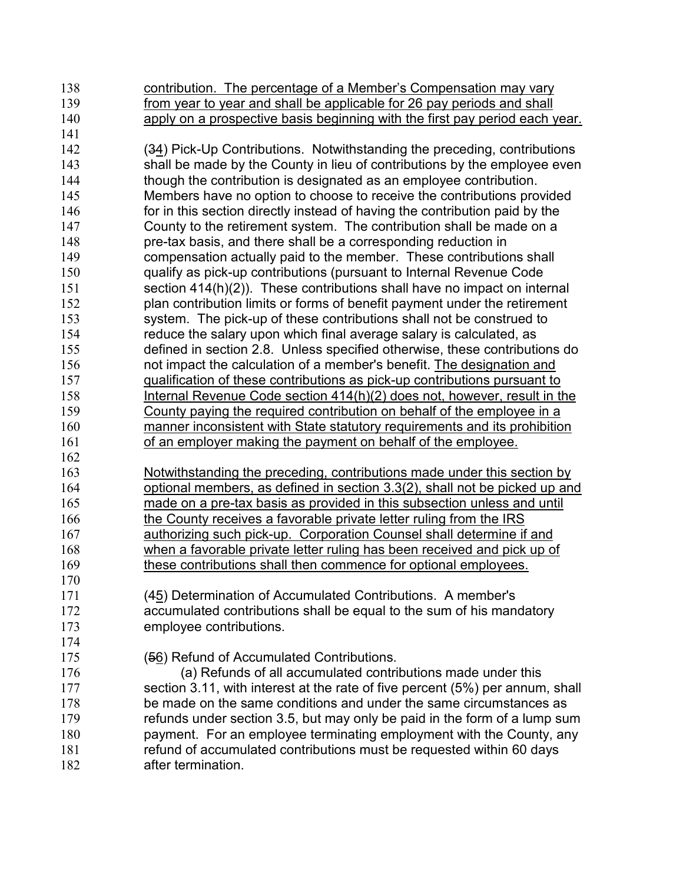contribution. The percentage of a Member's Compensation may vary from year to year and shall be applicable for 26 pay periods and shall apply on a prospective basis beginning with the first pay period each year.

(~~3~~4) Pick-Up Contributions. Notwithstanding the preceding, contributions shall be made by the County in lieu of contributions by the employee even though the contribution is designated as an employee contribution. Members have no option to choose to receive the contributions provided for in this section directly instead of having the contribution paid by the County to the retirement system. The contribution shall be made on a pre-tax basis, and there shall be a corresponding reduction in compensation actually paid to the member. These contributions shall qualify as pick-up contributions (pursuant to Internal Revenue Code section 414(h)(2)). These contributions shall have no impact on internal plan contribution limits or forms of benefit payment under the retirement system. The pick-up of these contributions shall not be construed to reduce the salary upon which final average salary is calculated, as defined in section 2.8. Unless specified otherwise, these contributions do not impact the calculation of a member's benefit. The designation and qualification of these contributions as pick-up contributions pursuant to Internal Revenue Code section 414(h)(2) does not, however, result in the County paying the required contribution on behalf of the employee in a manner inconsistent with State statutory requirements and its prohibition of an employer making the payment on behalf of the employee.

Notwithstanding the preceding, contributions made under this section by optional members, as defined in section 3.3(2), shall not be picked up and made on a pre-tax basis as provided in this subsection unless and until the County receives a favorable private letter ruling from the IRS authorizing such pick-up. Corporation Counsel shall determine if and when a favorable private letter ruling has been received and pick up of these contributions shall then commence for optional employees.

(~~4~~5) Determination of Accumulated Contributions. A member's accumulated contributions shall be equal to the sum of his mandatory employee contributions.

(~~5~~6) Refund of Accumulated Contributions.

(a) Refunds of all accumulated contributions made under this section 3.11, with interest at the rate of five percent (5%) per annum, shall be made on the same conditions and under the same circumstances as refunds under section 3.5, but may only be paid in the form of a lump sum payment. For an employee terminating employment with the County, any refund of accumulated contributions must be requested within 60 days after termination.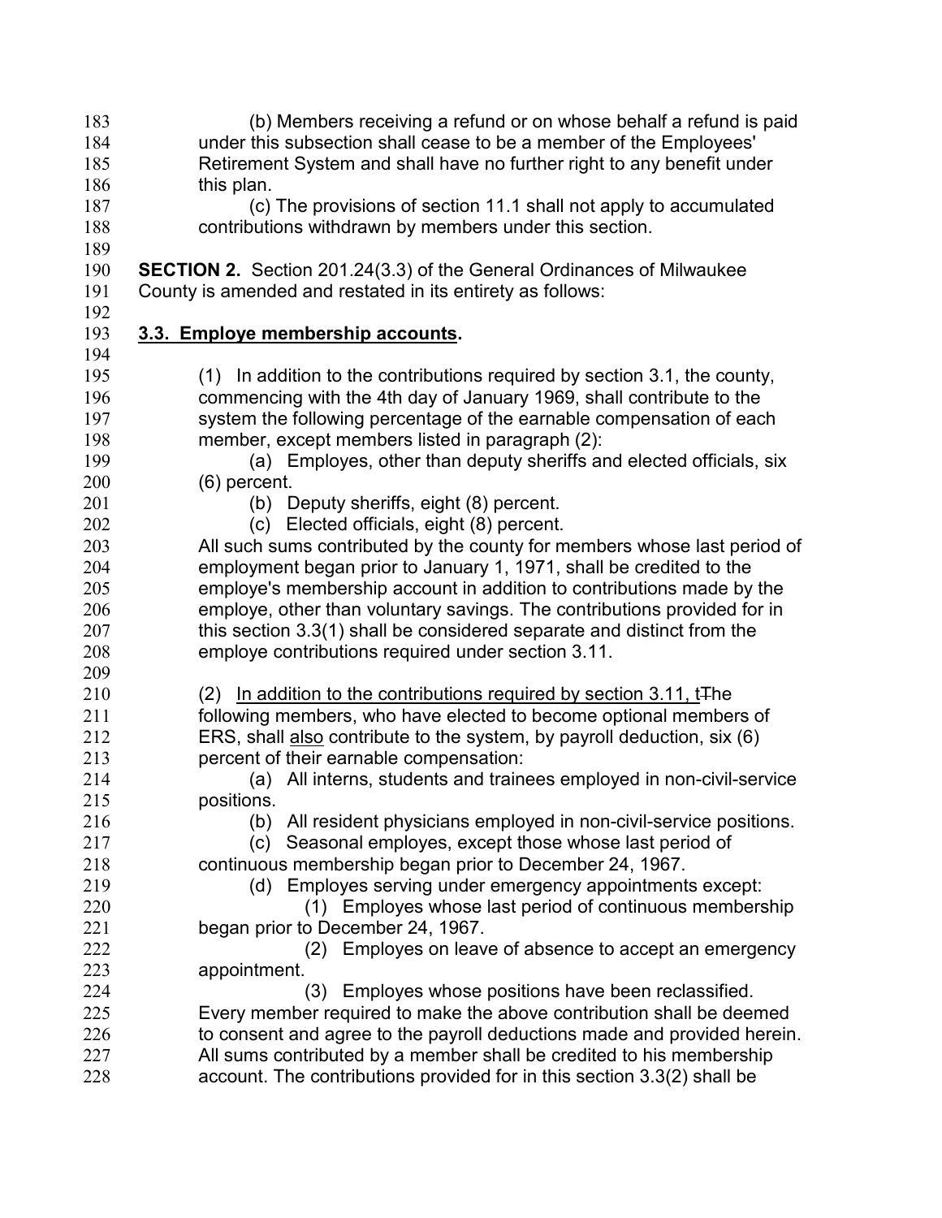(b) Members receiving a refund or on whose behalf a refund is paid under this subsection shall cease to be a member of the Employees' Retirement System and shall have no further right to any benefit under this plan.

(c) The provisions of section 11.1 shall not apply to accumulated contributions withdrawn by members under this section.

**SECTION 2.** Section 201.24(3.3) of the General Ordinances of Milwaukee County is amended and restated in its entirety as follows:

**3.3. Employe membership accounts.**

(1) In addition to the contributions required by section 3.1, the county, commencing with the 4th day of January 1969, shall contribute to the system the following percentage of the earnable compensation of each member, except members listed in paragraph (2):

(a) Employes, other than deputy sheriffs and elected officials, six (6) percent.

(b) Deputy sheriffs, eight (8) percent.

(c) Elected officials, eight (8) percent.

All such sums contributed by the county for members whose last period of employment began prior to January 1, 1971, shall be credited to the employe's membership account in addition to contributions made by the employe, other than voluntary savings. The contributions provided for in this section 3.3(1) shall be considered separate and distinct from the employe contributions required under section 3.11.

(2) In addition to the contributions required by section 3.11, tThe following members, who have elected to become optional members of ERS, shall also contribute to the system, by payroll deduction, six (6) percent of their earnable compensation:

(a) All interns, students and trainees employed in non-civil-service positions.

(b) All resident physicians employed in non-civil-service positions.

(c) Seasonal employes, except those whose last period of continuous membership began prior to December 24, 1967.

(d) Employes serving under emergency appointments except:

(1) Employes whose last period of continuous membership began prior to December 24, 1967.

(2) Employes on leave of absence to accept an emergency appointment.

(3) Employes whose positions have been reclassified.

Every member required to make the above contribution shall be deemed to consent and agree to the payroll deductions made and provided herein. All sums contributed by a member shall be credited to his membership account. The contributions provided for in this section 3.3(2) shall be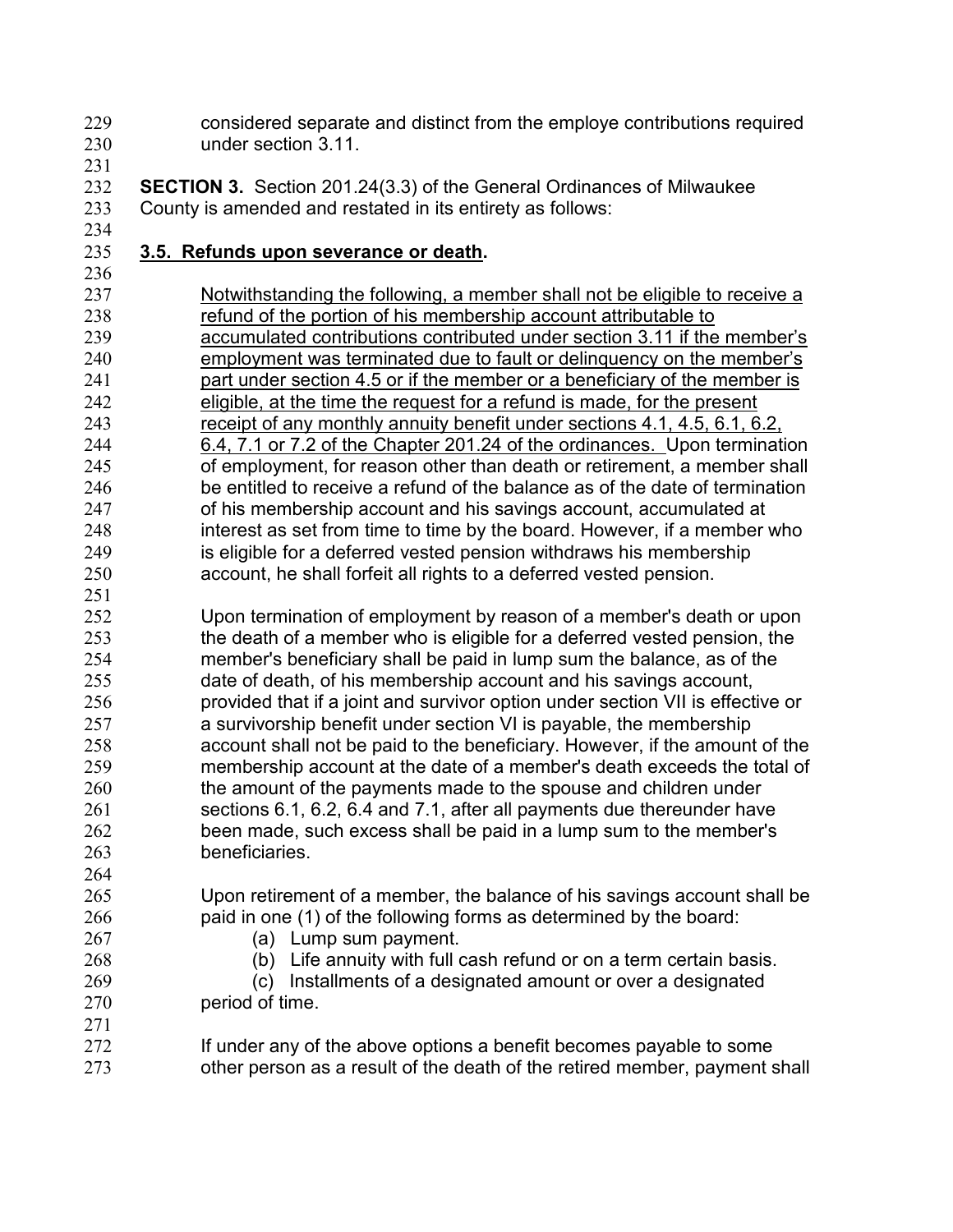considered separate and distinct from the employe contributions required under section 3.11.

**SECTION 3.** Section 201.24(3.3) of the General Ordinances of Milwaukee County is amended and restated in its entirety as follows:

**3.5. Refunds upon severance or death.**

Notwithstanding the following, a member shall not be eligible to receive a refund of the portion of his membership account attributable to accumulated contributions contributed under section 3.11 if the member's employment was terminated due to fault or delinquency on the member's part under section 4.5 or if the member or a beneficiary of the member is eligible, at the time the request for a refund is made, for the present receipt of any monthly annuity benefit under sections 4.1, 4.5, 6.1, 6.2, 6.4, 7.1 or 7.2 of the Chapter 201.24 of the ordinances. Upon termination of employment, for reason other than death or retirement, a member shall be entitled to receive a refund of the balance as of the date of termination of his membership account and his savings account, accumulated at interest as set from time to time by the board. However, if a member who is eligible for a deferred vested pension withdraws his membership account, he shall forfeit all rights to a deferred vested pension.

Upon termination of employment by reason of a member's death or upon the death of a member who is eligible for a deferred vested pension, the member's beneficiary shall be paid in lump sum the balance, as of the date of death, of his membership account and his savings account, provided that if a joint and survivor option under section VII is effective or a survivorship benefit under section VI is payable, the membership account shall not be paid to the beneficiary. However, if the amount of the membership account at the date of a member's death exceeds the total of the amount of the payments made to the spouse and children under sections 6.1, 6.2, 6.4 and 7.1, after all payments due thereunder have been made, such excess shall be paid in a lump sum to the member's beneficiaries.

Upon retirement of a member, the balance of his savings account shall be paid in one (1) of the following forms as determined by the board:

(a) Lump sum payment.

(b) Life annuity with full cash refund or on a term certain basis.

(c) Installments of a designated amount or over a designated period of time.

If under any of the above options a benefit becomes payable to some other person as a result of the death of the retired member, payment shall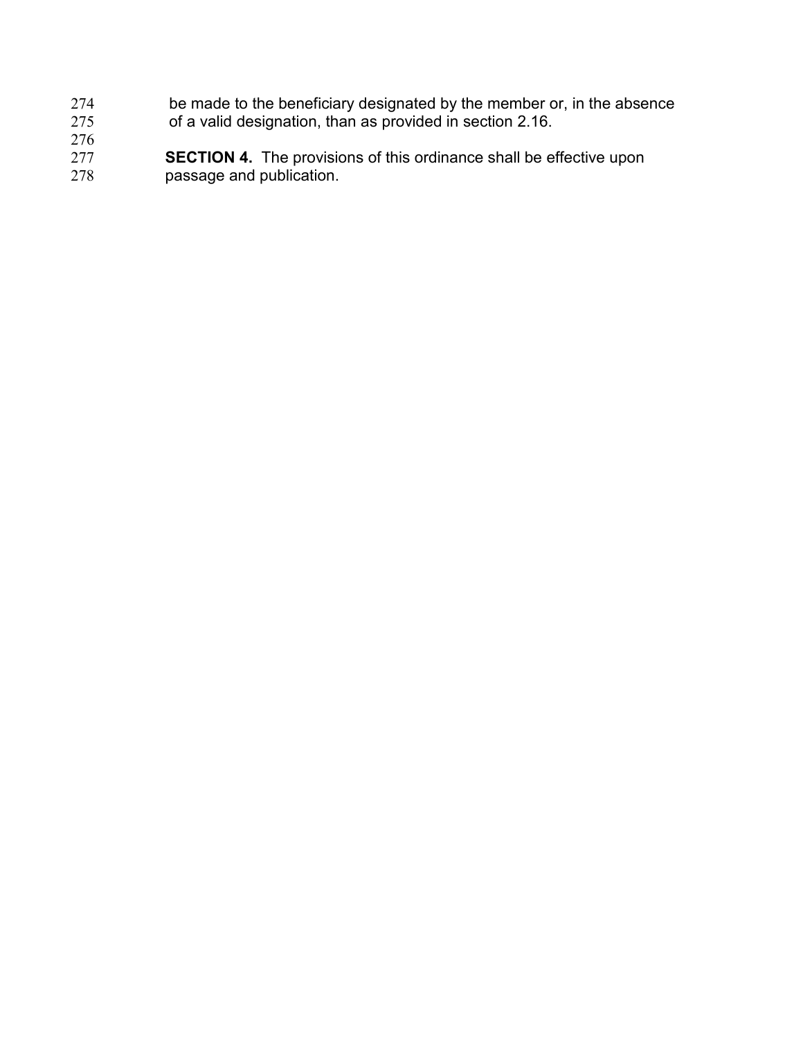be made to the beneficiary designated by the member or, in the absence of a valid designation, than as provided in section 2.16.

**SECTION 4.** The provisions of this ordinance shall be effective upon passage and publication.